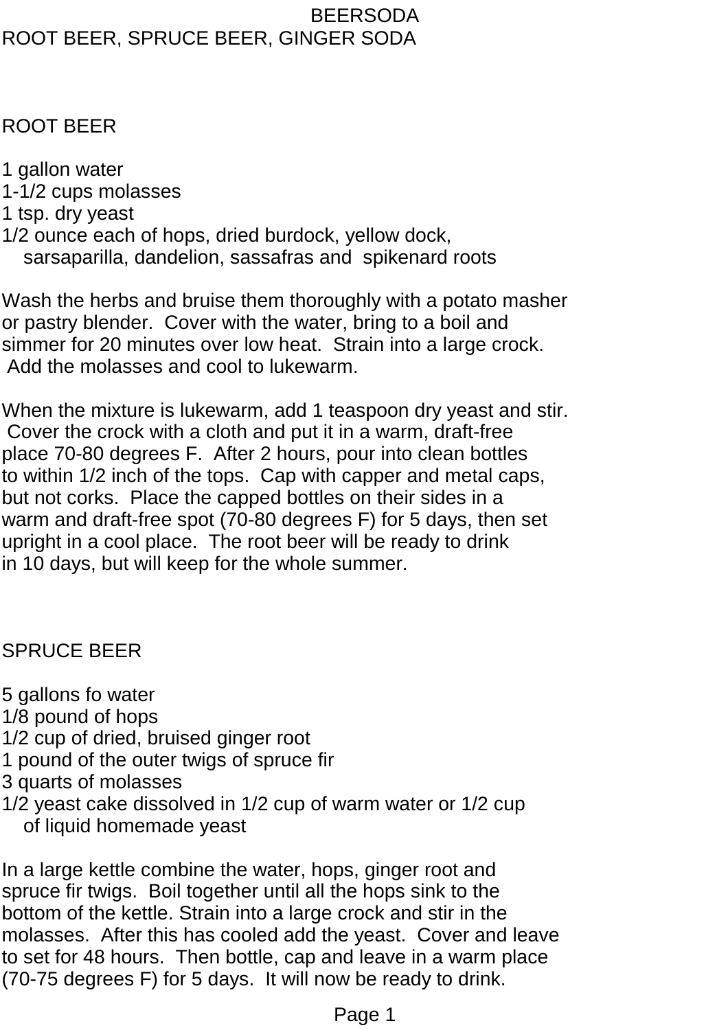# BEERSODA

ROOT BEER, SPRUCE BEER, GINGER SODA

## ROOT BEER

1 gallon water
1-1/2 cups molasses
1 tsp. dry yeast
1/2 ounce each of hops, dried burdock, yellow dock,
    sarsaparilla, dandelion, sassafras and spikenard roots

Wash the herbs and bruise them thoroughly with a potato masher or pastry blender. Cover with the water, bring to a boil and simmer for 20 minutes over low heat. Strain into a large crock. Add the molasses and cool to lukewarm.

When the mixture is lukewarm, add 1 teaspoon dry yeast and stir. Cover the crock with a cloth and put it in a warm, draft-free place 70-80 degrees F. After 2 hours, pour into clean bottles to within 1/2 inch of the tops. Cap with capper and metal caps, but not corks. Place the capped bottles on their sides in a warm and draft-free spot (70-80 degrees F) for 5 days, then set upright in a cool place. The root beer will be ready to drink in 10 days, but will keep for the whole summer.

## SPRUCE BEER

5 gallons fo water
1/8 pound of hops
1/2 cup of dried, bruised ginger root
1 pound of the outer twigs of spruce fir
3 quarts of molasses
1/2 yeast cake dissolved in 1/2 cup of warm water or 1/2 cup
    of liquid homemade yeast

In a large kettle combine the water, hops, ginger root and spruce fir twigs. Boil together until all the hops sink to the bottom of the kettle. Strain into a large crock and stir in the molasses. After this has cooled add the yeast. Cover and leave to set for 48 hours. Then bottle, cap and leave in a warm place (70-75 degrees F) for 5 days. It will now be ready to drink.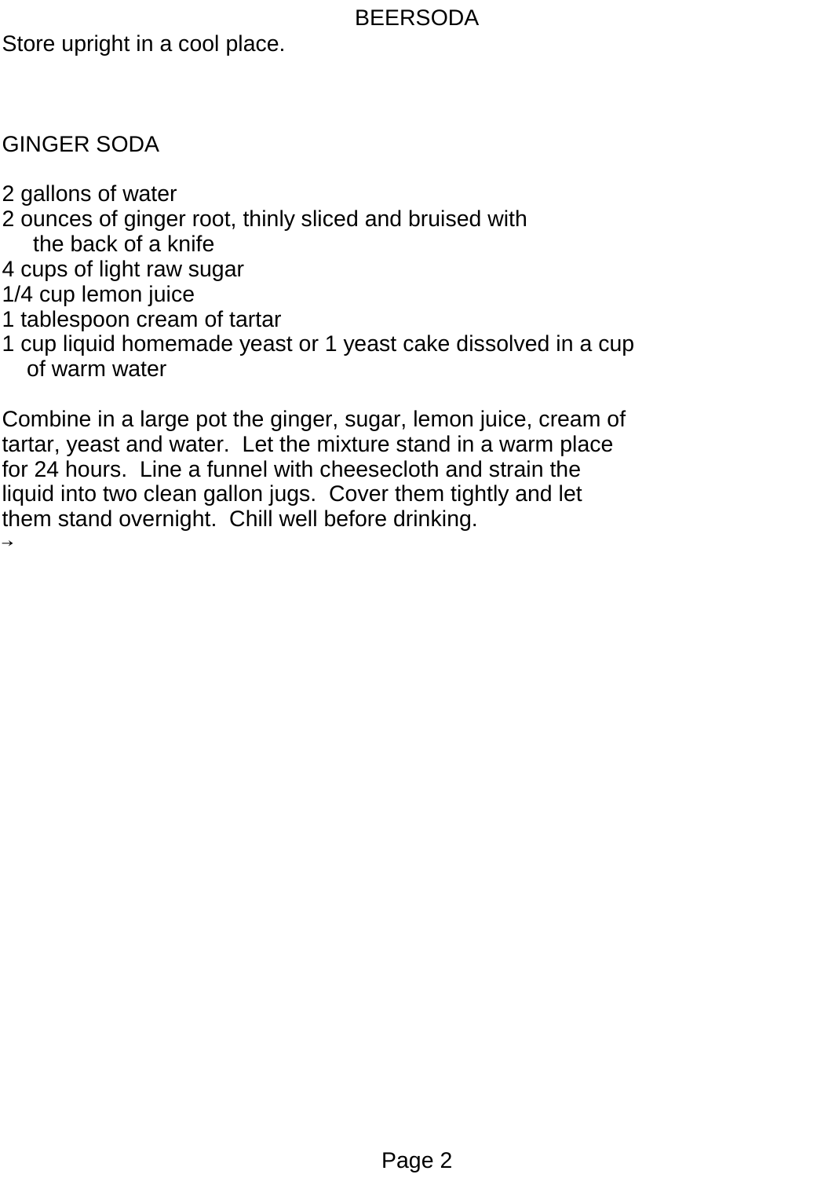Store upright in a cool place.

## GINGER SODA

2 gallons of water
2 ounces of ginger root, thinly sliced and bruised with the back of a knife
4 cups of light raw sugar
1/4 cup lemon juice
1 tablespoon cream of tartar
1 cup liquid homemade yeast or 1 yeast cake dissolved in a cup of warm water

Combine in a large pot the ginger, sugar, lemon juice, cream of tartar, yeast and water. Let the mixture stand in a warm place for 24 hours. Line a funnel with cheesecloth and strain the liquid into two clean gallon jugs. Cover them tightly and let them stand overnight. Chill well before drinking.
→